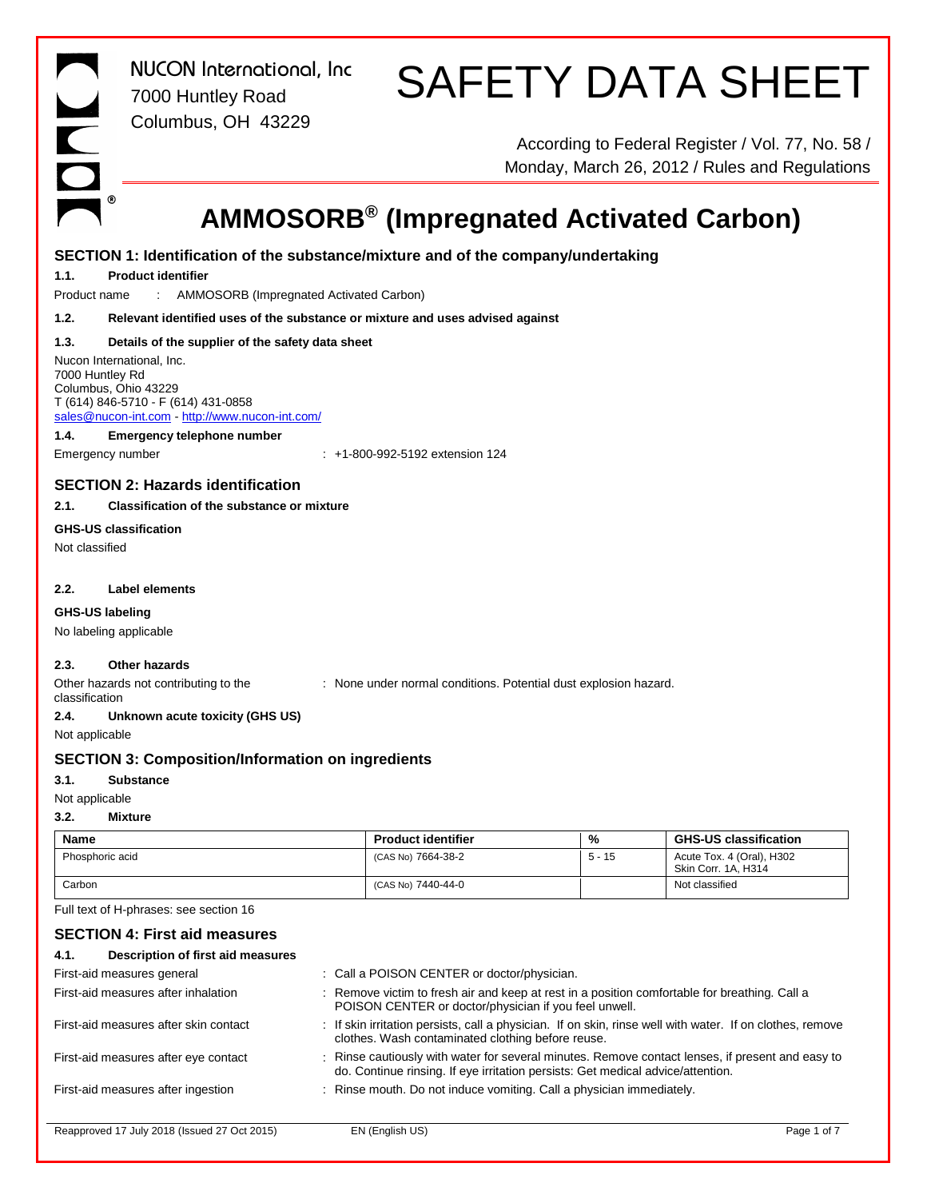NUCON International, Inc
7000 Huntley Road
Columbus, OH 43229

# SAFETY DATA SHEET

According to Federal Register / Vol. 77, No. 58 / Monday, March 26, 2012 / Rules and Regulations

# AMMOSORB® (Impregnated Activated Carbon)

## SECTION 1: Identification of the substance/mixture and of the company/undertaking

### 1.1. Product identifier

Product name : AMMOSORB (Impregnated Activated Carbon)

### 1.2. Relevant identified uses of the substance or mixture and uses advised against

### 1.3. Details of the supplier of the safety data sheet

Nucon International, Inc.
7000 Huntley Rd
Columbus, Ohio 43229
T (614) 846-5710 - F (614) 431-0858
sales@nucon-int.com - http://www.nucon-int.com/

### 1.4. Emergency telephone number

Emergency number : +1-800-992-5192 extension 124

## SECTION 2: Hazards identification

### 2.1. Classification of the substance or mixture

**GHS-US classification**

Not classified

### 2.2. Label elements

**GHS-US labeling**

No labeling applicable

### 2.3. Other hazards

Other hazards not contributing to the classification : None under normal conditions. Potential dust explosion hazard.

### 2.4. Unknown acute toxicity (GHS US)

Not applicable

## SECTION 3: Composition/Information on ingredients

### 3.1. Substance

Not applicable

### 3.2. Mixture

| Name | Product identifier | % | GHS-US classification |
|---|---|---|---|
| Phosphoric acid | (CAS No) 7664-38-2 | 5 - 15 | Acute Tox. 4 (Oral), H302<br>Skin Corr. 1A, H314 |
| Carbon | (CAS No) 7440-44-0 | | Not classified |

Full text of H-phrases: see section 16

## SECTION 4: First aid measures

### 4.1. Description of first aid measures

First-aid measures general : Call a POISON CENTER or doctor/physician.

First-aid measures after inhalation : Remove victim to fresh air and keep at rest in a position comfortable for breathing. Call a POISON CENTER or doctor/physician if you feel unwell.

First-aid measures after skin contact : If skin irritation persists, call a physician. If on skin, rinse well with water. If on clothes, remove clothes. Wash contaminated clothing before reuse.

First-aid measures after eye contact : Rinse cautiously with water for several minutes. Remove contact lenses, if present and easy to do. Continue rinsing. If eye irritation persists: Get medical advice/attention.

First-aid measures after ingestion : Rinse mouth. Do not induce vomiting. Call a physician immediately.

Reapproved 17 July 2018 (Issued 27 Oct 2015) EN (English US)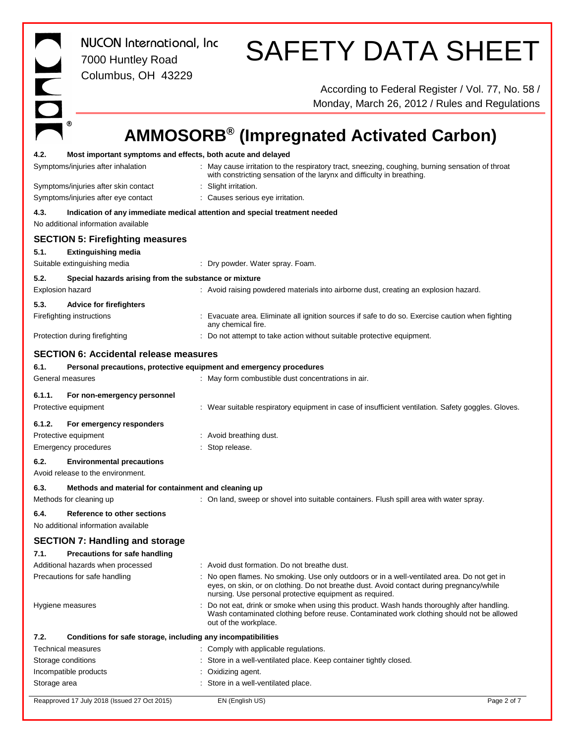#### 4.2. Most important symptoms and effects, both acute and delayed

| | |
|---|---|
| Symptoms/injuries after inhalation | : May cause irritation to the respiratory tract, sneezing, coughing, burning sensation of throat with constricting sensation of the larynx and difficulty in breathing. |
| Symptoms/injuries after skin contact | : Slight irritation. |
| Symptoms/injuries after eye contact | : Causes serious eye irritation. |

#### 4.3. Indication of any immediate medical attention and special treatment needed

No additional information available

## SECTION 5: Firefighting measures

#### 5.1. Extinguishing media

| | |
|---|---|
| Suitable extinguishing media | : Dry powder. Water spray. Foam. |

#### 5.2. Special hazards arising from the substance or mixture

| | |
|---|---|
| Explosion hazard | : Avoid raising powdered materials into airborne dust, creating an explosion hazard. |

#### 5.3. Advice for firefighters

| | |
|---|---|
| Firefighting instructions | : Evacuate area. Eliminate all ignition sources if safe to do so. Exercise caution when fighting any chemical fire. |
| Protection during firefighting | : Do not attempt to take action without suitable protective equipment. |

## SECTION 6: Accidental release measures

#### 6.1. Personal precautions, protective equipment and emergency procedures

| | |
|---|---|
| General measures | : May form combustible dust concentrations in air. |

#### 6.1.1. For non-emergency personnel

| | |
|---|---|
| Protective equipment | : Wear suitable respiratory equipment in case of insufficient ventilation. Safety goggles. Gloves. |

#### 6.1.2. For emergency responders

| | |
|---|---|
| Protective equipment | : Avoid breathing dust. |
| Emergency procedures | : Stop release. |

#### 6.2. Environmental precautions

Avoid release to the environment.

#### 6.3. Methods and material for containment and cleaning up

| | |
|---|---|
| Methods for cleaning up | : On land, sweep or shovel into suitable containers. Flush spill area with water spray. |

#### 6.4. Reference to other sections

No additional information available

## SECTION 7: Handling and storage

#### 7.1. Precautions for safe handling

| | |
|---|---|
| Additional hazards when processed | : Avoid dust formation. Do not breathe dust. |
| Precautions for safe handling | : No open flames. No smoking. Use only outdoors or in a well-ventilated area. Do not get in eyes, on skin, or on clothing. Do not breathe dust. Avoid contact during pregnancy/while nursing. Use personal protective equipment as required. |
| Hygiene measures | : Do not eat, drink or smoke when using this product. Wash hands thoroughly after handling. Wash contaminated clothing before reuse. Contaminated work clothing should not be allowed out of the workplace. |

#### 7.2. Conditions for safe storage, including any incompatibilities

| | |
|---|---|
| Technical measures | : Comply with applicable regulations. |
| Storage conditions | : Store in a well-ventilated place. Keep container tightly closed. |
| Incompatible products | : Oxidizing agent. |
| Storage area | : Store in a well-ventilated place. |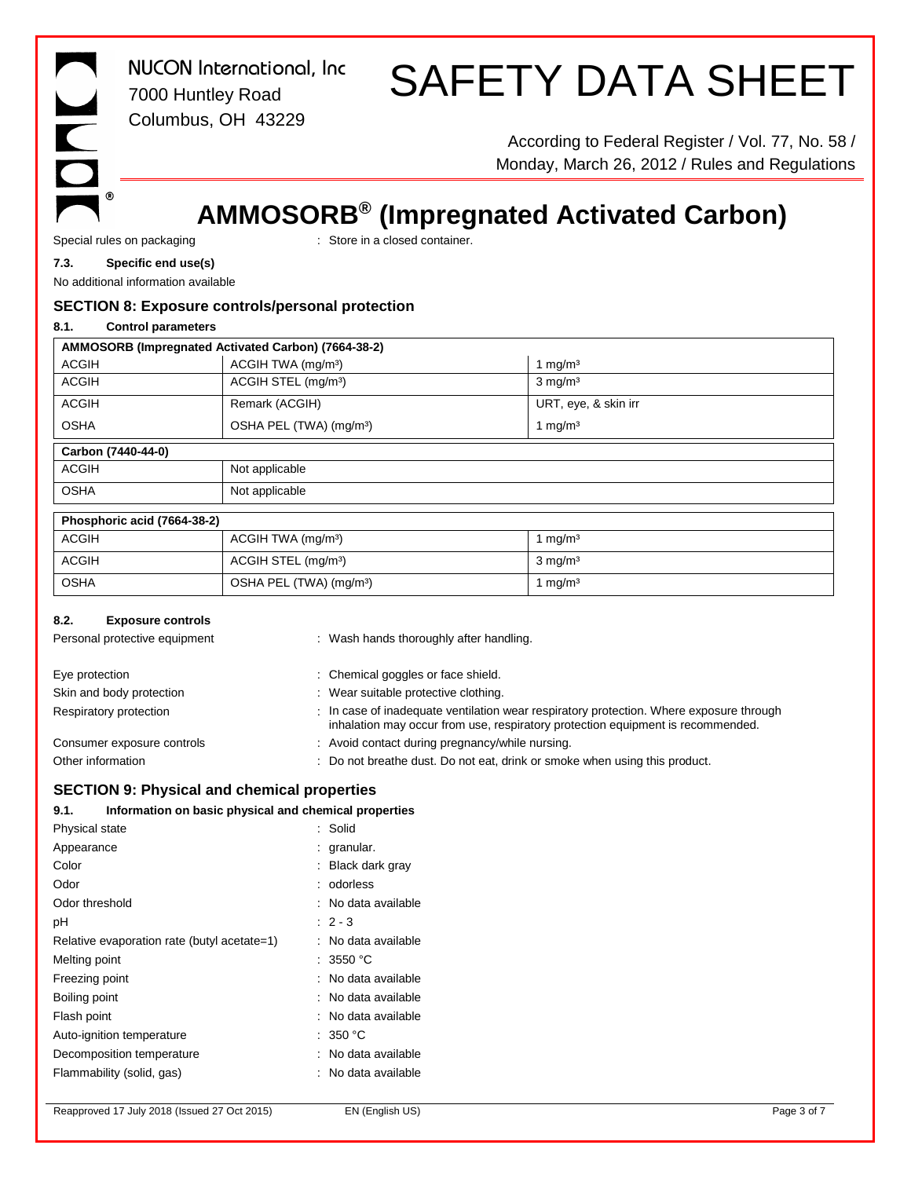Special rules on packaging : Store in a closed container.

**7.3. Specific end use(s)**

No additional information available

## SECTION 8: Exposure controls/personal protection

**8.1. Control parameters**

| AMMOSORB (Impregnated Activated Carbon) (7664-38-2) | | |
|---|---|---|
| ACGIH | ACGIH TWA (mg/m³) | 1 mg/m³ |
| ACGIH | ACGIH STEL (mg/m³) | 3 mg/m³ |
| ACGIH | Remark (ACGIH) | URT, eye, & skin irr |
| OSHA | OSHA PEL (TWA) (mg/m³) | 1 mg/m³ |

| Carbon (7440-44-0) | |
|---|---|
| ACGIH | Not applicable |
| OSHA | Not applicable |

| Phosphoric acid (7664-38-2) | | |
|---|---|---|
| ACGIH | ACGIH TWA (mg/m³) | 1 mg/m³ |
| ACGIH | ACGIH STEL (mg/m³) | 3 mg/m³ |
| OSHA | OSHA PEL (TWA) (mg/m³) | 1 mg/m³ |

**8.2. Exposure controls**

Personal protective equipment : Wash hands thoroughly after handling.

Eye protection : Chemical goggles or face shield.

Skin and body protection : Wear suitable protective clothing.

Respiratory protection : In case of inadequate ventilation wear respiratory protection. Where exposure through inhalation may occur from use, respiratory protection equipment is recommended.

Consumer exposure controls : Avoid contact during pregnancy/while nursing.

Other information : Do not breathe dust. Do not eat, drink or smoke when using this product.

## SECTION 9: Physical and chemical properties

**9.1. Information on basic physical and chemical properties**

Physical state : Solid

Appearance : granular.

Color : Black dark gray

Odor : odorless

Odor threshold : No data available

pH : 2 - 3

Relative evaporation rate (butyl acetate=1) : No data available

Melting point : 3550 °C

Freezing point : No data available

Boiling point : No data available

Flash point : No data available

Auto-ignition temperature : 350 °C

Decomposition temperature : No data available

Flammability (solid, gas) : No data available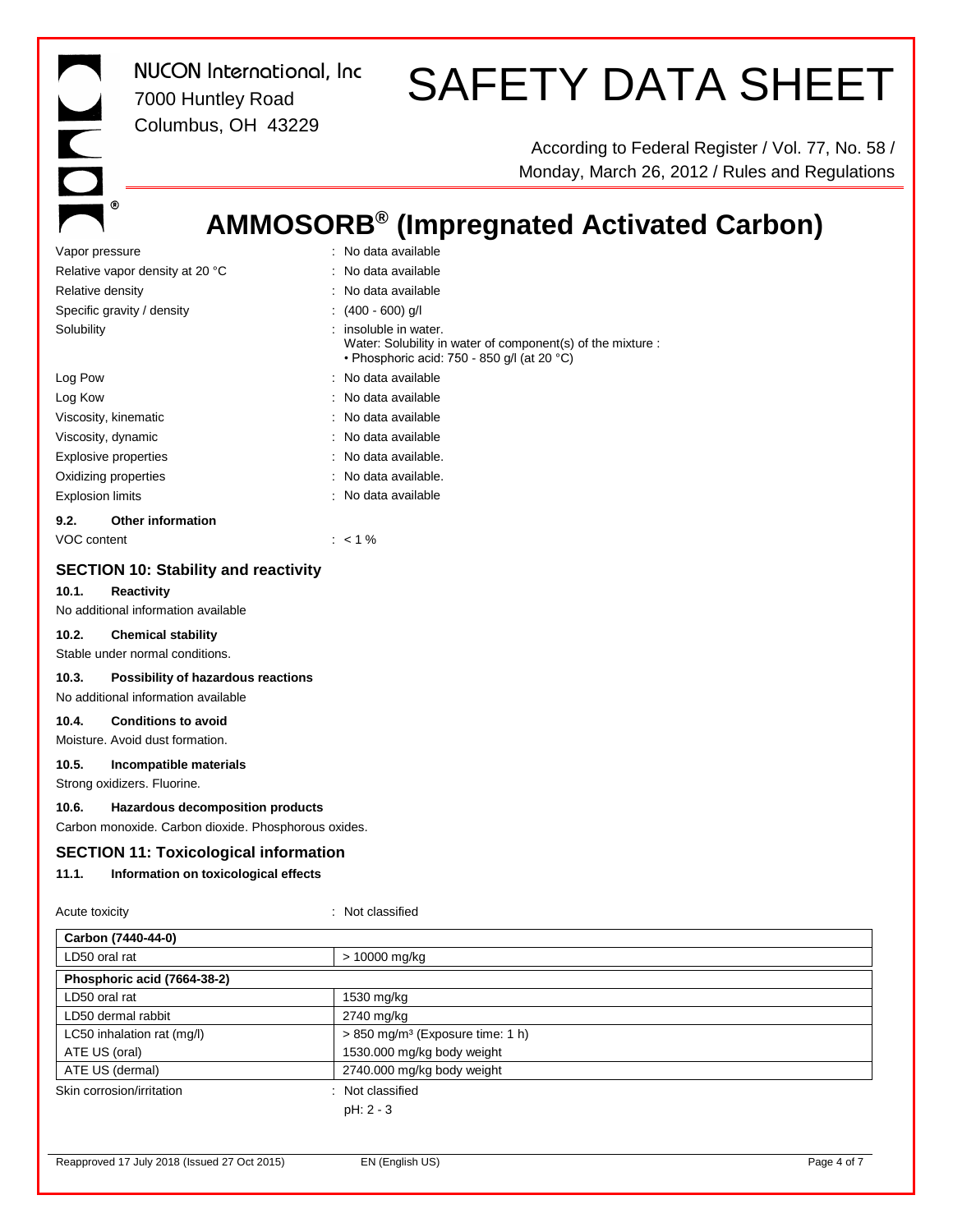| | |
|---|---|
| Vapor pressure | : No data available |
| Relative vapor density at 20 °C | : No data available |
| Relative density | : No data available |
| Specific gravity / density | : (400 - 600) g/l |
| Solubility | : insoluble in water.<br>Water: Solubility in water of component(s) of the mixture :<br>• Phosphoric acid: 750 - 850 g/l (at 20 °C) |
| Log Pow | : No data available |
| Log Kow | : No data available |
| Viscosity, kinematic | : No data available |
| Viscosity, dynamic | : No data available |
| Explosive properties | : No data available. |
| Oxidizing properties | : No data available. |
| Explosion limits | : No data available |

**9.2. Other information**

VOC content : < 1 %

## SECTION 10: Stability and reactivity

**10.1. Reactivity**

No additional information available

**10.2. Chemical stability**

Stable under normal conditions.

**10.3. Possibility of hazardous reactions**

No additional information available

**10.4. Conditions to avoid**

Moisture. Avoid dust formation.

**10.5. Incompatible materials**

Strong oxidizers. Fluorine.

**10.6. Hazardous decomposition products**

Carbon monoxide. Carbon dioxide. Phosphorous oxides.

## SECTION 11: Toxicological information

**11.1. Information on toxicological effects**

Acute toxicity : Not classified

| Carbon (7440-44-0) | |
|---|---|
| LD50 oral rat | > 10000 mg/kg |
| **Phosphoric acid (7664-38-2)** | |
| LD50 oral rat | 1530 mg/kg |
| LD50 dermal rabbit | 2740 mg/kg |
| LC50 inhalation rat (mg/l) | > 850 mg/m³ (Exposure time: 1 h) |
| ATE US (oral) | 1530.000 mg/kg body weight |
| ATE US (dermal) | 2740.000 mg/kg body weight |

Skin corrosion/irritation : Not classified

pH: 2 - 3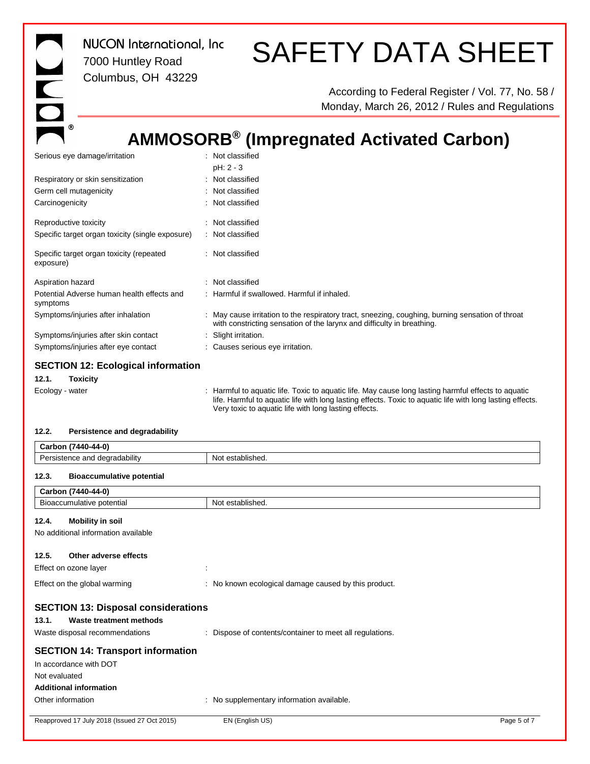| | |
|---|---|
| Serious eye damage/irritation | : Not classified<br>pH: 2 - 3 |
| Respiratory or skin sensitization | : Not classified |
| Germ cell mutagenicity | : Not classified |
| Carcinogenicity | : Not classified |
| Reproductive toxicity | : Not classified |
| Specific target organ toxicity (single exposure) | : Not classified |
| Specific target organ toxicity (repeated exposure) | : Not classified |
| Aspiration hazard | : Not classified |
| Potential Adverse human health effects and symptoms | : Harmful if swallowed. Harmful if inhaled. |
| Symptoms/injuries after inhalation | : May cause irritation to the respiratory tract, sneezing, coughing, burning sensation of throat with constricting sensation of the larynx and difficulty in breathing. |
| Symptoms/injuries after skin contact | : Slight irritation. |
| Symptoms/injuries after eye contact | : Causes serious eye irritation. |

## SECTION 12: Ecological information

### 12.1. Toxicity

Ecology - water : Harmful to aquatic life. Toxic to aquatic life. May cause long lasting harmful effects to aquatic life. Harmful to aquatic life with long lasting effects. Toxic to aquatic life with long lasting effects. Very toxic to aquatic life with long lasting effects.

### 12.2. Persistence and degradability

| Carbon (7440-44-0) | |
|---|---|
| Persistence and degradability | Not established. |

### 12.3. Bioaccumulative potential

| Carbon (7440-44-0) | |
|---|---|
| Bioaccumulative potential | Not established. |

### 12.4. Mobility in soil

No additional information available

### 12.5. Other adverse effects

Effect on ozone layer :

Effect on the global warming : No known ecological damage caused by this product.

## SECTION 13: Disposal considerations

### 13.1. Waste treatment methods

Waste disposal recommendations : Dispose of contents/container to meet all regulations.

## SECTION 14: Transport information

In accordance with DOT

Not evaluated

**Additional information**

Other information : No supplementary information available.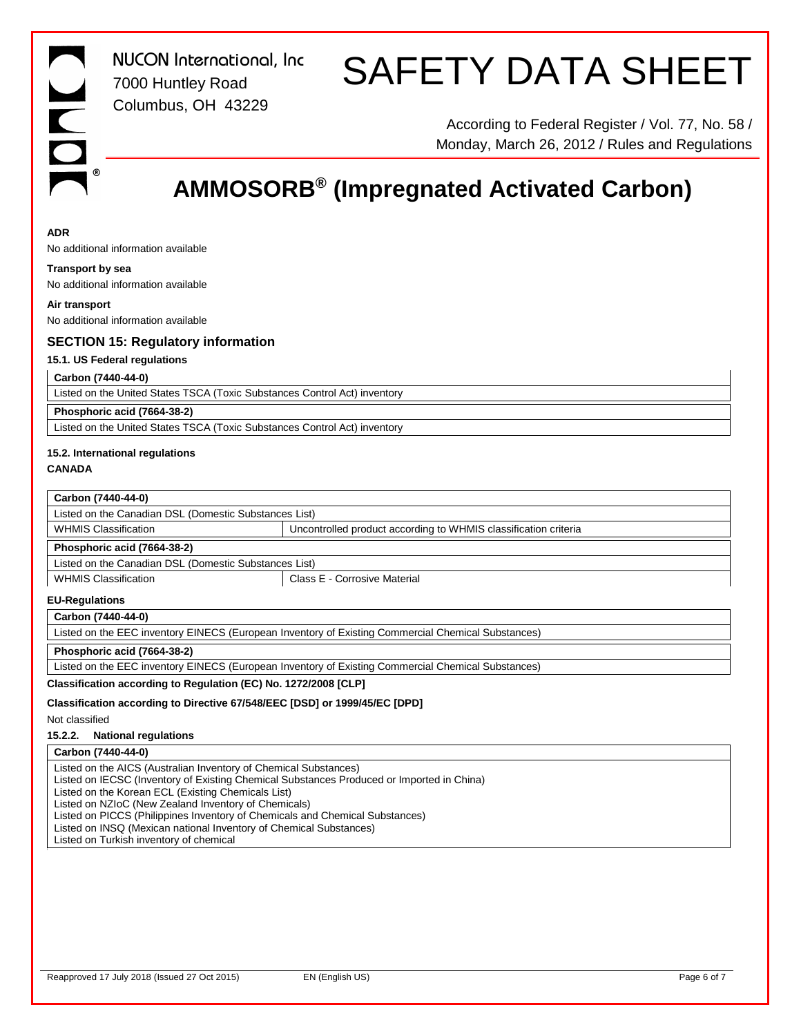**ADR**

No additional information available

**Transport by sea**

No additional information available

**Air transport**

No additional information available

## SECTION 15: Regulatory information

### 15.1. US Federal regulations

| **Carbon (7440-44-0)** |
|---|
| Listed on the United States TSCA (Toxic Substances Control Act) inventory |
| **Phosphoric acid (7664-38-2)** |
| Listed on the United States TSCA (Toxic Substances Control Act) inventory |

### 15.2. International regulations

**CANADA**

| **Carbon (7440-44-0)** | |
|---|---|
| Listed on the Canadian DSL (Domestic Substances List) | |
| WHMIS Classification | Uncontrolled product according to WHMIS classification criteria |
| **Phosphoric acid (7664-38-2)** | |
| Listed on the Canadian DSL (Domestic Substances List) | |
| WHMIS Classification | Class E - Corrosive Material |

**EU-Regulations**

| **Carbon (7440-44-0)** |
|---|
| Listed on the EEC inventory EINECS (European Inventory of Existing Commercial Chemical Substances) |
| **Phosphoric acid (7664-38-2)** |
| Listed on the EEC inventory EINECS (European Inventory of Existing Commercial Chemical Substances) |

**Classification according to Regulation (EC) No. 1272/2008 [CLP]**

**Classification according to Directive 67/548/EEC [DSD] or 1999/45/EC [DPD]**

Not classified

#### 15.2.2. National regulations

| **Carbon (7440-44-0)** |
|---|
| Listed on the AICS (Australian Inventory of Chemical Substances)<br>Listed on IECSC (Inventory of Existing Chemical Substances Produced or Imported in China)<br>Listed on the Korean ECL (Existing Chemicals List)<br>Listed on NZIoC (New Zealand Inventory of Chemicals)<br>Listed on PICCS (Philippines Inventory of Chemicals and Chemical Substances)<br>Listed on INSQ (Mexican national Inventory of Chemical Substances)<br>Listed on Turkish inventory of chemical |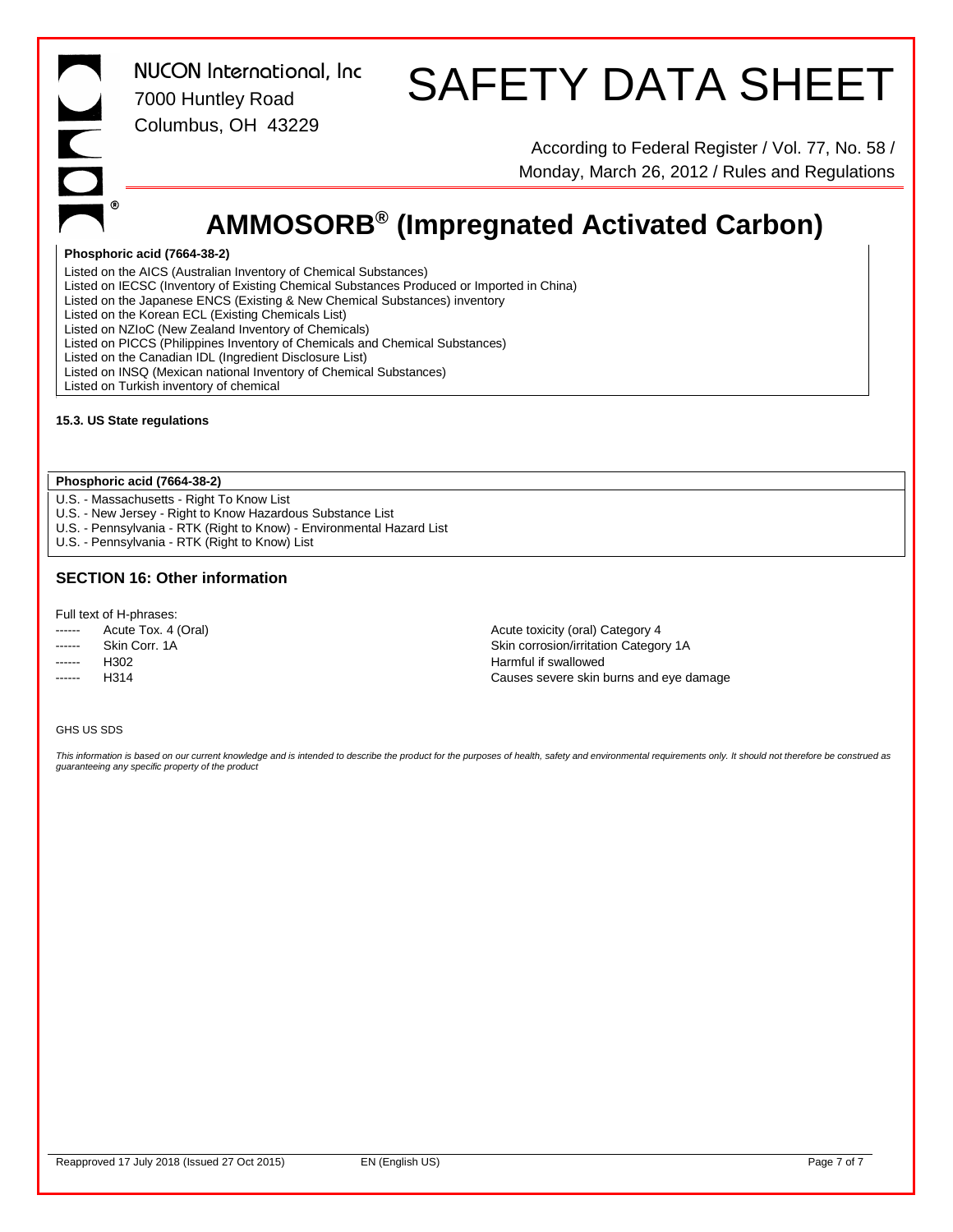**Phosphoric acid (7664-38-2)**

Listed on the AICS (Australian Inventory of Chemical Substances)
Listed on IECSC (Inventory of Existing Chemical Substances Produced or Imported in China)
Listed on the Japanese ENCS (Existing & New Chemical Substances) inventory
Listed on the Korean ECL (Existing Chemicals List)
Listed on NZIoC (New Zealand Inventory of Chemicals)
Listed on PICCS (Philippines Inventory of Chemicals and Chemical Substances)
Listed on the Canadian IDL (Ingredient Disclosure List)
Listed on INSQ (Mexican national Inventory of Chemical Substances)
Listed on Turkish inventory of chemical

**15.3. US State regulations**

**Phosphoric acid (7664-38-2)**

U.S. - Massachusetts - Right To Know List
U.S. - New Jersey - Right to Know Hazardous Substance List
U.S. - Pennsylvania - RTK (Right to Know) - Environmental Hazard List
U.S. - Pennsylvania - RTK (Right to Know) List

## SECTION 16: Other information

Full text of H-phrases:

| | | |
|---|---|---|
| ------ | Acute Tox. 4 (Oral) | Acute toxicity (oral) Category 4 |
| ------ | Skin Corr. 1A | Skin corrosion/irritation Category 1A |
| ------ | H302 | Harmful if swallowed |
| ------ | H314 | Causes severe skin burns and eye damage |

GHS US SDS

*This information is based on our current knowledge and is intended to describe the product for the purposes of health, safety and environmental requirements only. It should not therefore be construed as guaranteeing any specific property of the product*